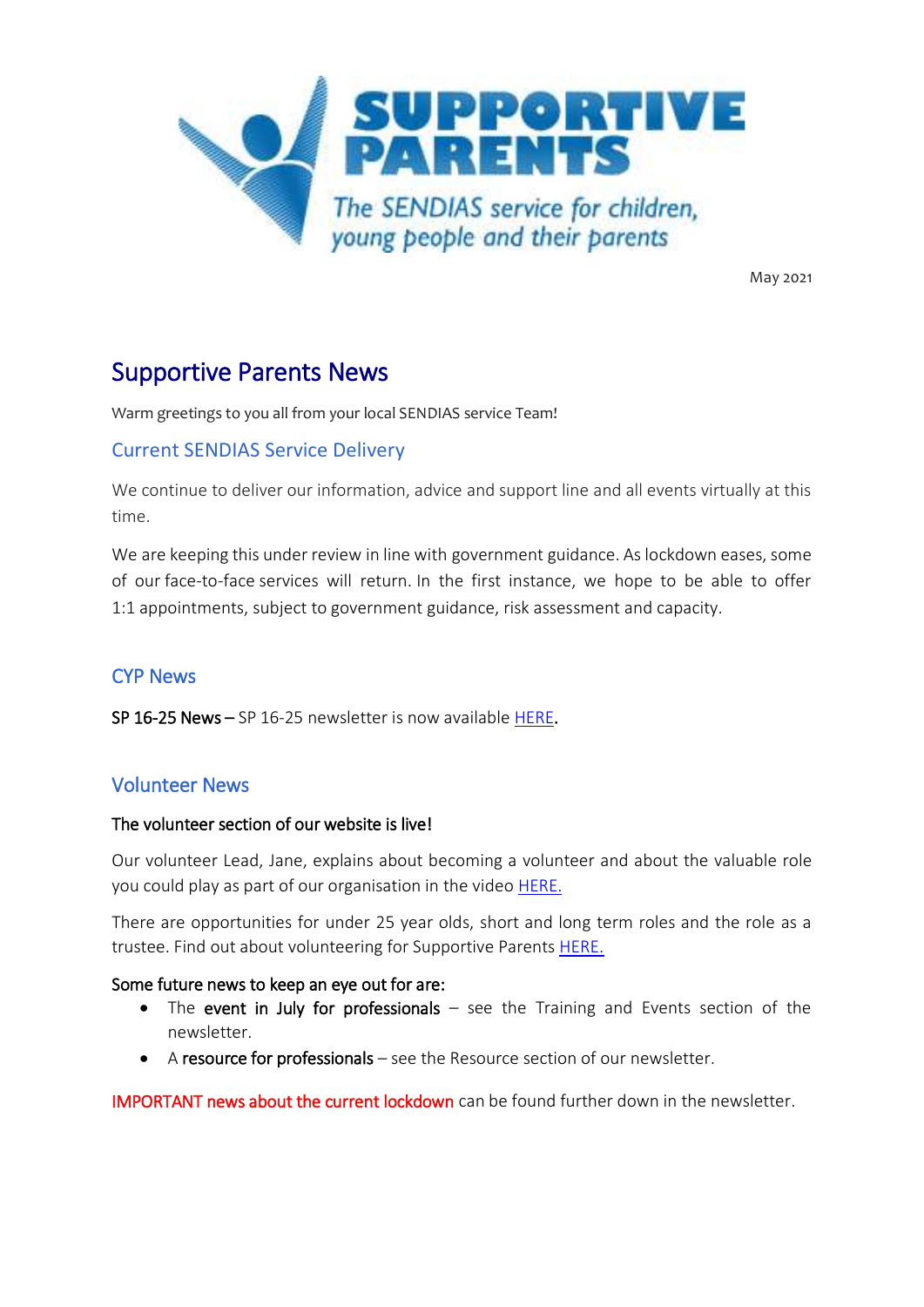# Supportive Parents

*The SENDIAS service for children, young people and their parents*

May 2021

## Supportive Parents News

Warm greetings to you all from your local SENDIAS service Team!

### Current SENDIAS Service Delivery

We continue to deliver our information, advice and support line and all events virtually at this time.

We are keeping this under review in line with government guidance. As lockdown eases, some of our face-to-face services will return. In the first instance, we hope to be able to offer 1:1 appointments, subject to government guidance, risk assessment and capacity.

### CYP News

**SP 16-25 News** – SP 16-25 newsletter is now available HERE.

### Volunteer News

**The volunteer section of our website is live!**

Our volunteer Lead, Jane, explains about becoming a volunteer and about the valuable role you could play as part of our organisation in the video HERE.

There are opportunities for under 25 year olds, short and long term roles and the role as a trustee. Find out about volunteering for Supportive Parents HERE.

**Some future news to keep an eye out for are:**

- The **event in July for professionals** – see the Training and Events section of the newsletter.
- A **resource for professionals** – see the Resource section of our newsletter.

IMPORTANT news about the current lockdown can be found further down in the newsletter.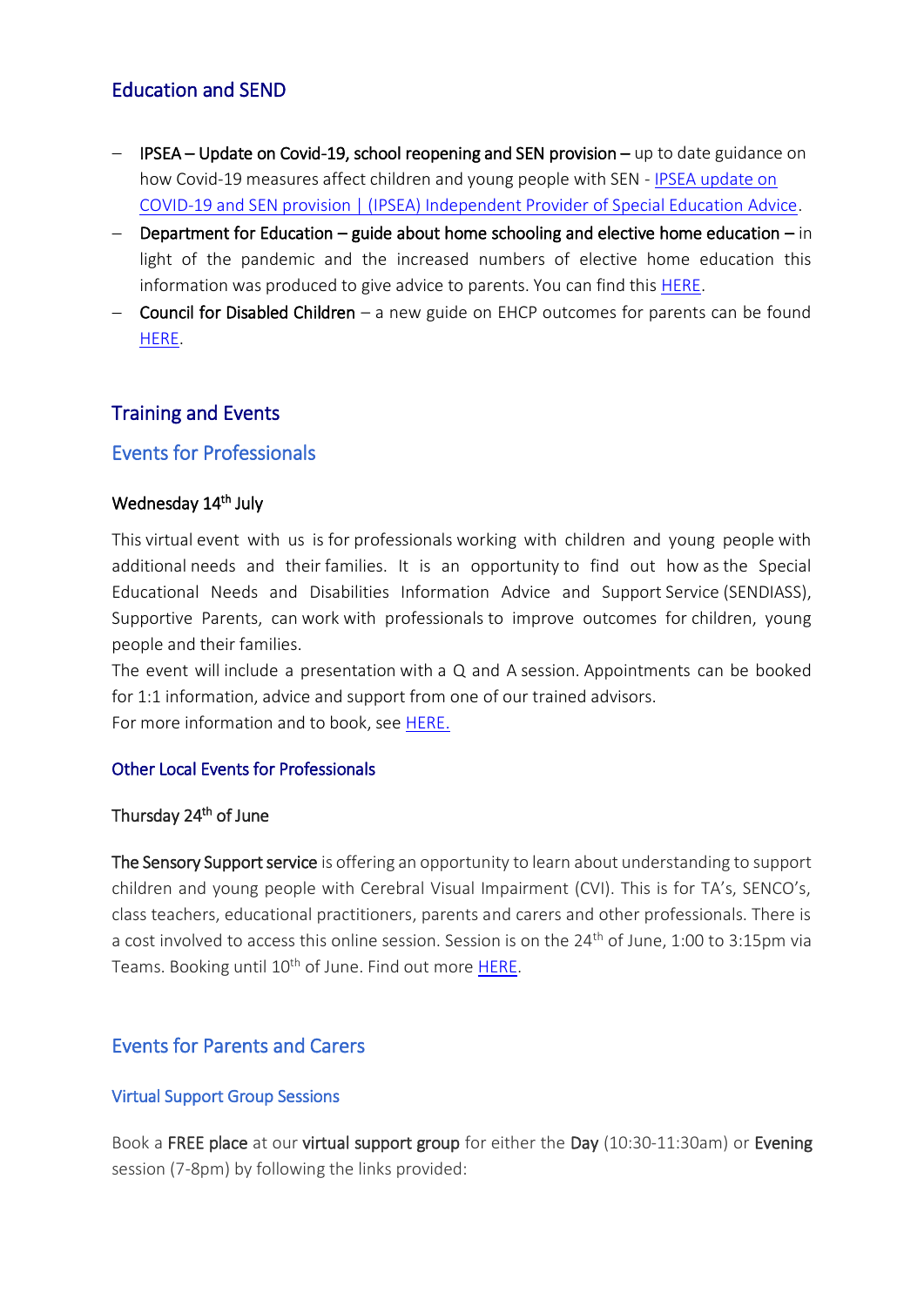## Education and SEND

- **IPSEA – Update on Covid-19, school reopening and SEN provision –** up to date guidance on how Covid-19 measures affect children and young people with SEN - IPSEA update on COVID-19 and SEN provision | (IPSEA) Independent Provider of Special Education Advice.
- **Department for Education – guide about home schooling and elective home education –** in light of the pandemic and the increased numbers of elective home education this information was produced to give advice to parents. You can find this HERE.
- **Council for Disabled Children** – a new guide on EHCP outcomes for parents can be found HERE.

## Training and Events

### Events for Professionals

**Wednesday 14th July**

This virtual event with us is for professionals working with children and young people with additional needs and their families. It is an opportunity to find out how as the Special Educational Needs and Disabilities Information Advice and Support Service (SENDIASS), Supportive Parents, can work with professionals to improve outcomes for children, young people and their families.

The event will include a presentation with a Q and A session. Appointments can be booked for 1:1 information, advice and support from one of our trained advisors.

For more information and to book, see HERE.

#### Other Local Events for Professionals

**Thursday 24th of June**

**The Sensory Support service** is offering an opportunity to learn about understanding to support children and young people with Cerebral Visual Impairment (CVI). This is for TA's, SENCO's, class teachers, educational practitioners, parents and carers and other professionals. There is a cost involved to access this online session. Session is on the 24th of June, 1:00 to 3:15pm via Teams. Booking until 10th of June. Find out more HERE.

### Events for Parents and Carers

#### Virtual Support Group Sessions

Book a **FREE place** at our **virtual support group** for either the **Day** (10:30-11:30am) or **Evening** session (7-8pm) by following the links provided: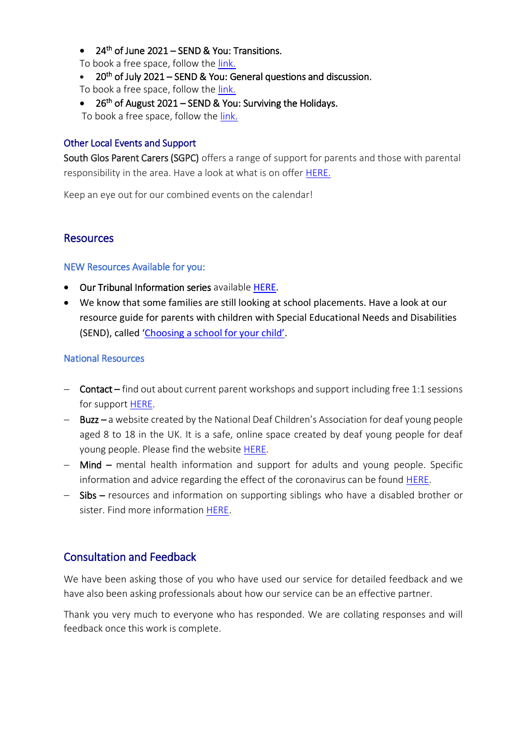- **24th of June 2021 – SEND & You: Transitions.**
  To book a free space, follow the link.
- **20th of July 2021 – SEND & You: General questions and discussion.**
  To book a free space, follow the link.
- **26th of August 2021 – SEND & You: Surviving the Holidays.**
  To book a free space, follow the link.

### Other Local Events and Support

**South Glos Parent Carers (SGPC)** offers a range of support for parents and those with parental responsibility in the area. Have a look at what is on offer HERE.

Keep an eye out for our combined events on the calendar!

## Resources

### NEW Resources Available for you:

- **Our Tribunal Information series** available HERE.
- We know that some families are still looking at school placements. Have a look at our resource guide for parents with children with Special Educational Needs and Disabilities (SEND), called 'Choosing a school for your child'.

### National Resources

- **Contact** – find out about current parent workshops and support including free 1:1 sessions for support HERE.
- **Buzz** – a website created by the National Deaf Children's Association for deaf young people aged 8 to 18 in the UK. It is a safe, online space created by deaf young people for deaf young people. Please find the website HERE.
- **Mind** – mental health information and support for adults and young people. Specific information and advice regarding the effect of the coronavirus can be found HERE.
- **Sibs** – resources and information on supporting siblings who have a disabled brother or sister. Find more information HERE.

## Consultation and Feedback

We have been asking those of you who have used our service for detailed feedback and we have also been asking professionals about how our service can be an effective partner.

Thank you very much to everyone who has responded. We are collating responses and will feedback once this work is complete.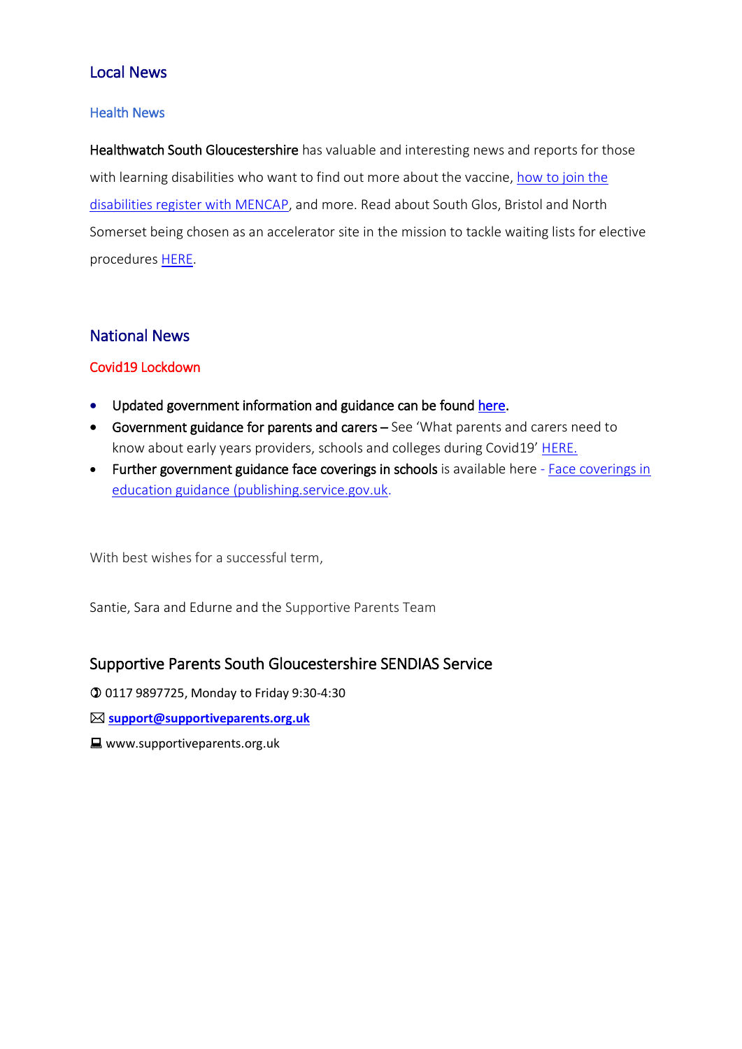## Local News

### Health News

Healthwatch South Gloucestershire has valuable and interesting news and reports for those with learning disabilities who want to find out more about the vaccine, how to join the disabilities register with MENCAP, and more. Read about South Glos, Bristol and North Somerset being chosen as an accelerator site in the mission to tackle waiting lists for elective procedures HERE.

## National News

### Covid19 Lockdown

- Updated government information and guidance can be found **here**.
- **Government guidance for parents and carers –** See 'What parents and carers need to know about early years providers, schools and colleges during Covid19' HERE.
- **Further government guidance face coverings in schools** is available here - Face coverings in education guidance (publishing.service.gov.uk.

With best wishes for a successful term,

Santie, Sara and Edurne and the Supportive Parents Team

## Supportive Parents South Gloucestershire SENDIAS Service

✆ 0117 9897725, Monday to Friday 9:30-4:30

✉ **support@supportiveparents.org.uk**

💻 www.supportiveparents.org.uk